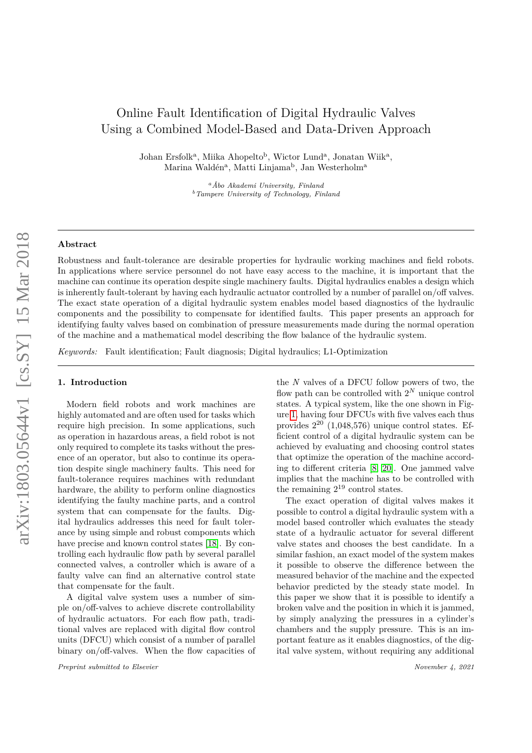# Online Fault Identification of Digital Hydraulic Valves Using a Combined Model-Based and Data-Driven Approach

Johan Ersfolk[a], Miika Ahopelto[b], Wictor Lund[a], Jonatan Wiik[a], Marina Waldén[a], Matti Linjama[b], Jan Westerholm[a]

[a] *Åbo Akademi University, Finland*
[b] *Tampere University of Technology, Finland*

## Abstract

Robustness and fault-tolerance are desirable properties for hydraulic working machines and field robots. In applications where service personnel do not have easy access to the machine, it is important that the machine can continue its operation despite single machinery faults. Digital hydraulics enables a design which is inherently fault-tolerant by having each hydraulic actuator controlled by a number of parallel on/off valves. The exact state operation of a digital hydraulic system enables model based diagnostics of the hydraulic components and the possibility to compensate for identified faults. This paper presents an approach for identifying faulty valves based on combination of pressure measurements made during the normal operation of the machine and a mathematical model describing the flow balance of the hydraulic system.

*Keywords:* Fault identification; Fault diagnosis; Digital hydraulics; L1-Optimization

## 1. Introduction

Modern field robots and work machines are highly automated and are often used for tasks which require high precision. In some applications, such as operation in hazardous areas, a field robot is not only required to complete its tasks without the presence of an operator, but also to continue its operation despite single machinery faults. This need for fault-tolerance requires machines with redundant hardware, the ability to perform online diagnostics identifying the faulty machine parts, and a control system that can compensate for the faults. Digital hydraulics addresses this need for fault tolerance by using simple and robust components which have precise and known control states [18]. By controlling each hydraulic flow path by several parallel connected valves, a controller which is aware of a faulty valve can find an alternative control state that compensate for the fault.

A digital valve system uses a number of simple on/off-valves to achieve discrete controllability of hydraulic actuators. For each flow path, traditional valves are replaced with digital flow control units (DFCU) which consist of a number of parallel binary on/off-valves. When the flow capacities of the $N$ valves of a DFCU follow powers of two, the flow path can be controlled with $2^N$ unique control states. A typical system, like the one shown in Figure 1, having four DFCUs with five valves each thus provides $2^{20}$ (1,048,576) unique control states. Efficient control of a digital hydraulic system can be achieved by evaluating and choosing control states that optimize the operation of the machine according to different criteria [8, 20]. One jammed valve implies that the machine has to be controlled with the remaining $2^{19}$ control states.

The exact operation of digital valves makes it possible to control a digital hydraulic system with a model based controller which evaluates the steady state of a hydraulic actuator for several different valve states and chooses the best candidate. In a similar fashion, an exact model of the system makes it possible to observe the difference between the measured behavior of the machine and the expected behavior predicted by the steady state model. In this paper we show that it is possible to identify a broken valve and the position in which it is jammed, by simply analyzing the pressures in a cylinder's chambers and the supply pressure. This is an important feature as it enables diagnostics, of the digital valve system, without requiring any additional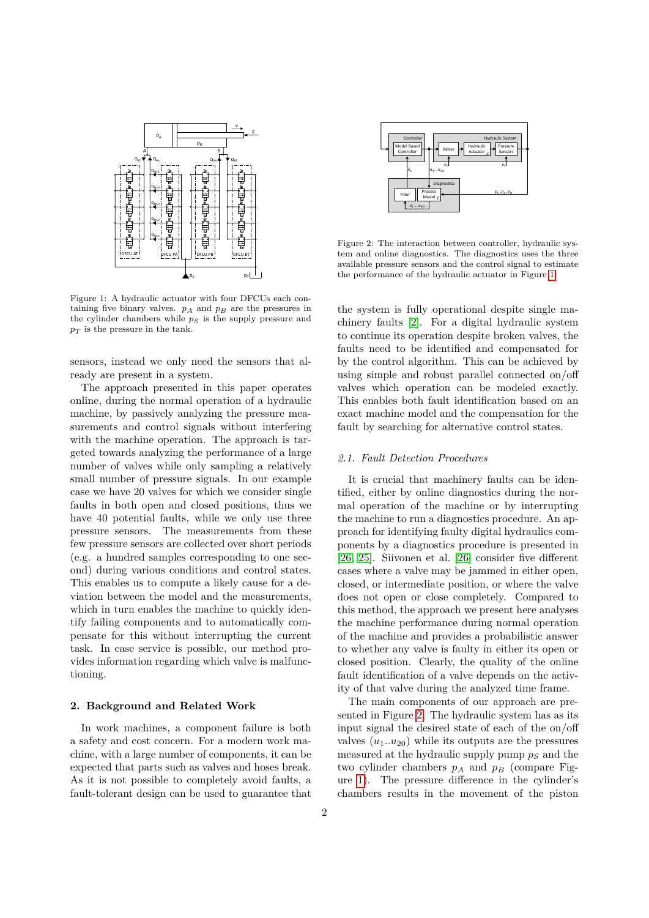Figure 1: A hydraulic actuator with four DFCUs each containing five binary valves. $p_A$ and $p_B$ are the pressures in the cylinder chambers while $p_S$ is the supply pressure and $p_T$ is the pressure in the tank.

Figure 2: The interaction between controller, hydraulic system and online diagnostics. The diagnostics uses the three available pressure sensors and the control signal to estimate the performance of the hydraulic actuator in Figure 1.

sensors, instead we only need the sensors that already are present in a system.

The approach presented in this paper operates online, during the normal operation of a hydraulic machine, by passively analyzing the pressure measurements and control signals without interfering with the machine operation. The approach is targeted towards analyzing the performance of a large number of valves while only sampling a relatively small number of pressure signals. In our example case we have 20 valves for which we consider single faults in both open and closed positions, thus we have 40 potential faults, while we only use three pressure sensors. The measurements from these few pressure sensors are collected over short periods (e.g. a hundred samples corresponding to one second) during various conditions and control states. This enables us to compute a likely cause for a deviation between the model and the measurements, which in turn enables the machine to quickly identify failing components and to automatically compensate for this without interrupting the current task. In case service is possible, our method provides information regarding which valve is malfunctioning.

## 2. Background and Related Work

In work machines, a component failure is both a safety and cost concern. For a modern work machine, with a large number of components, it can be expected that parts such as valves and hoses break. As it is not possible to completely avoid faults, a fault-tolerant design can be used to guarantee that the system is fully operational despite single machinery faults [2]. For a digital hydraulic system to continue its operation despite broken valves, the faults need to be identified and compensated for by the control algorithm. This can be achieved by using simple and robust parallel connected on/off valves which operation can be modeled exactly. This enables both fault identification based on an exact machine model and the compensation for the fault by searching for alternative control states.

### *2.1. Fault Detection Procedures*

It is crucial that machinery faults can be identified, either by online diagnostics during the normal operation of the machine or by interrupting the machine to run a diagnostics procedure. An approach for identifying faulty digital hydraulics components by a diagnostics procedure is presented in [26, 25]. Siivonen et al. [26] consider five different cases where a valve may be jammed in either open, closed, or intermediate position, or where the valve does not open or close completely. Compared to this method, the approach we present here analyses the machine performance during normal operation of the machine and provides a probabilistic answer to whether any valve is faulty in either its open or closed position. Clearly, the quality of the online fault identification of a valve depends on the activity of that valve during the analyzed time frame.

The main components of our approach are presented in Figure 2. The hydraulic system has as its input signal the desired state of each of the on/off valves ($u_1..u_{20}$) while its outputs are the pressures measured at the hydraulic supply pump $p_S$ and the two cylinder chambers $p_A$ and $p_B$ (compare Figure 1). The pressure difference in the cylinder's chambers results in the movement of the piston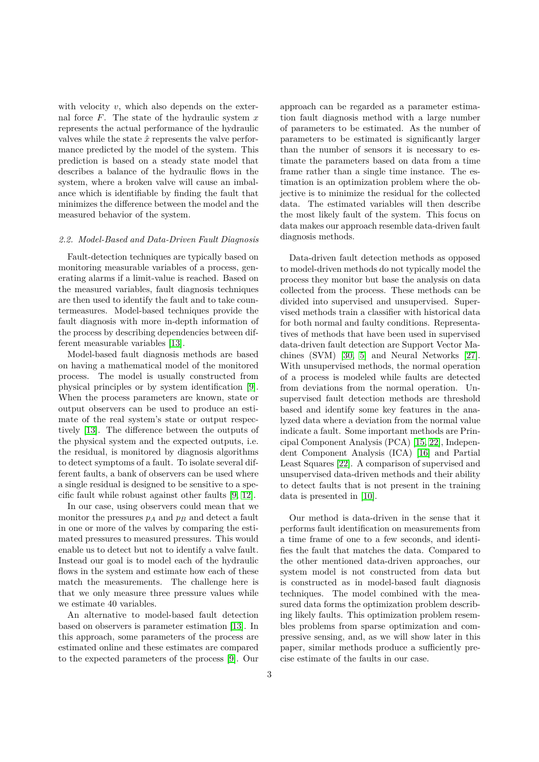with velocity $v$, which also depends on the external force $F$. The state of the hydraulic system $x$ represents the actual performance of the hydraulic valves while the state $\hat{x}$ represents the valve performance predicted by the model of the system. This prediction is based on a steady state model that describes a balance of the hydraulic flows in the system, where a broken valve will cause an imbalance which is identifiable by finding the fault that minimizes the difference between the model and the measured behavior of the system.

### *2.2. Model-Based and Data-Driven Fault Diagnosis*

Fault-detection techniques are typically based on monitoring measurable variables of a process, generating alarms if a limit-value is reached. Based on the measured variables, fault diagnosis techniques are then used to identify the fault and to take countermeasures. Model-based techniques provide the fault diagnosis with more in-depth information of the process by describing dependencies between different measurable variables [13].

Model-based fault diagnosis methods are based on having a mathematical model of the monitored process. The model is usually constructed from physical principles or by system identification [9]. When the process parameters are known, state or output observers can be used to produce an estimate of the real system's state or output respectively [13]. The difference between the outputs of the physical system and the expected outputs, i.e. the residual, is monitored by diagnosis algorithms to detect symptoms of a fault. To isolate several different faults, a bank of observers can be used where a single residual is designed to be sensitive to a specific fault while robust against other faults [9, 12].

In our case, using observers could mean that we monitor the pressures $p_A$ and $p_B$ and detect a fault in one or more of the valves by comparing the estimated pressures to measured pressures. This would enable us to detect but not to identify a valve fault. Instead our goal is to model each of the hydraulic flows in the system and estimate how each of these match the measurements. The challenge here is that we only measure three pressure values while we estimate 40 variables.

An alternative to model-based fault detection based on observers is parameter estimation [13]. In this approach, some parameters of the process are estimated online and these estimates are compared to the expected parameters of the process [9]. Our approach can be regarded as a parameter estimation fault diagnosis method with a large number of parameters to be estimated. As the number of parameters to be estimated is significantly larger than the number of sensors it is necessary to estimate the parameters based on data from a time frame rather than a single time instance. The estimation is an optimization problem where the objective is to minimize the residual for the collected data. The estimated variables will then describe the most likely fault of the system. This focus on data makes our approach resemble data-driven fault diagnosis methods.

Data-driven fault detection methods as opposed to model-driven methods do not typically model the process they monitor but base the analysis on data collected from the process. These methods can be divided into supervised and unsupervised. Supervised methods train a classifier with historical data for both normal and faulty conditions. Representatives of methods that have been used in supervised data-driven fault detection are Support Vector Machines (SVM) [30, 5] and Neural Networks [27]. With unsupervised methods, the normal operation of a process is modeled while faults are detected from deviations from the normal operation. Unsupervised fault detection methods are threshold based and identify some key features in the analyzed data where a deviation from the normal value indicate a fault. Some important methods are Principal Component Analysis (PCA) [15, 22], Independent Component Analysis (ICA) [16] and Partial Least Squares [22]. A comparison of supervised and unsupervised data-driven methods and their ability to detect faults that is not present in the training data is presented in [10].

Our method is data-driven in the sense that it performs fault identification on measurements from a time frame of one to a few seconds, and identifies the fault that matches the data. Compared to the other mentioned data-driven approaches, our system model is not constructed from data but is constructed as in model-based fault diagnosis techniques. The model combined with the measured data forms the optimization problem describing likely faults. This optimization problem resembles problems from sparse optimization and compressive sensing, and, as we will show later in this paper, similar methods produce a sufficiently precise estimate of the faults in our case.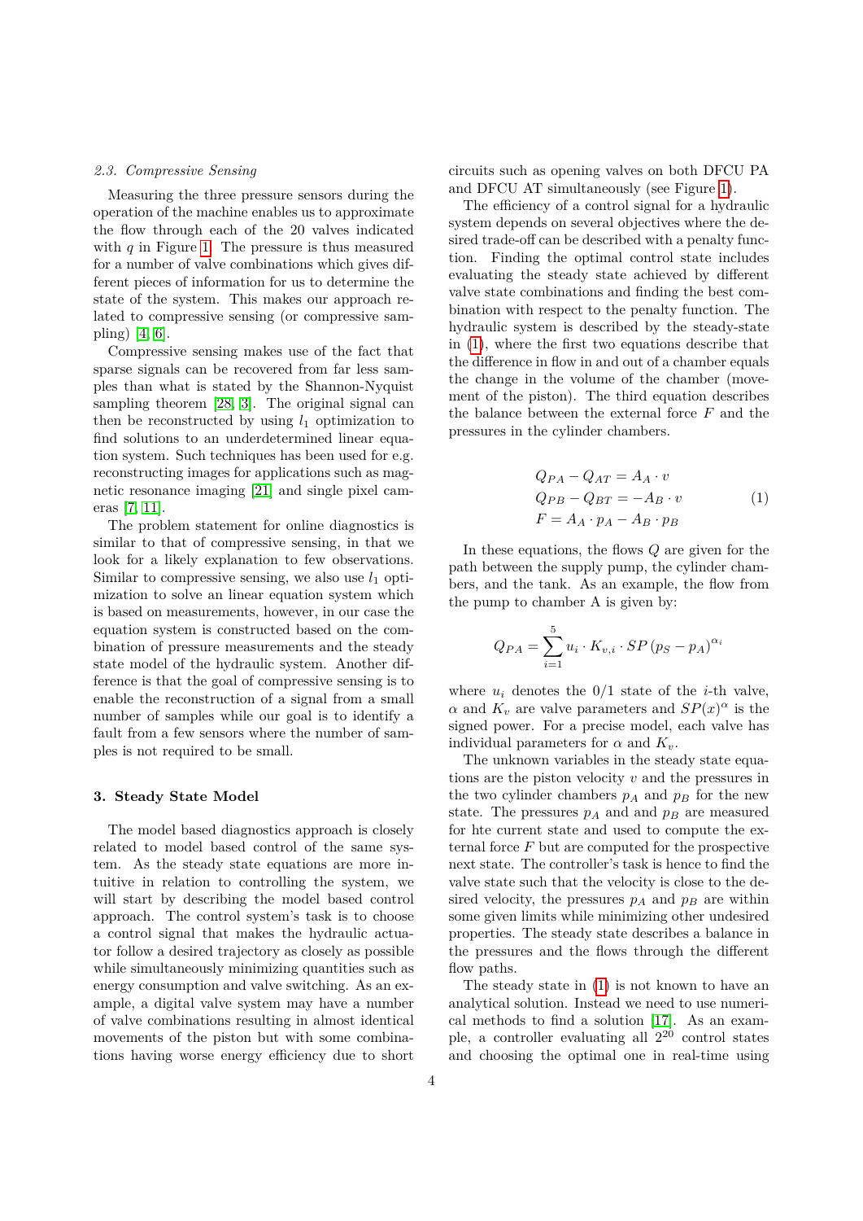### 2.3. Compressive Sensing

Measuring the three pressure sensors during the operation of the machine enables us to approximate the flow through each of the 20 valves indicated with $q$ in Figure 1. The pressure is thus measured for a number of valve combinations which gives different pieces of information for us to determine the state of the system. This makes our approach related to compressive sensing (or compressive sampling) [4, 6].

Compressive sensing makes use of the fact that sparse signals can be recovered from far less samples than what is stated by the Shannon-Nyquist sampling theorem [28, 3]. The original signal can then be reconstructed by using $l_1$ optimization to find solutions to an underdetermined linear equation system. Such techniques has been used for e.g. reconstructing images for applications such as magnetic resonance imaging [21] and single pixel cameras [7, 11].

The problem statement for online diagnostics is similar to that of compressive sensing, in that we look for a likely explanation to few observations. Similar to compressive sensing, we also use $l_1$ optimization to solve an linear equation system which is based on measurements, however, in our case the equation system is constructed based on the combination of pressure measurements and the steady state model of the hydraulic system. Another difference is that the goal of compressive sensing is to enable the reconstruction of a signal from a small number of samples while our goal is to identify a fault from a few sensors where the number of samples is not required to be small.

## 3. Steady State Model

The model based diagnostics approach is closely related to model based control of the same system. As the steady state equations are more intuitive in relation to controlling the system, we will start by describing the model based control approach. The control system's task is to choose a control signal that makes the hydraulic actuator follow a desired trajectory as closely as possible while simultaneously minimizing quantities such as energy consumption and valve switching. As an example, a digital valve system may have a number of valve combinations resulting in almost identical movements of the piston but with some combinations having worse energy efficiency due to short circuits such as opening valves on both DFCU PA and DFCU AT simultaneously (see Figure 1).

The efficiency of a control signal for a hydraulic system depends on several objectives where the desired trade-off can be described with a penalty function. Finding the optimal control state includes evaluating the steady state achieved by different valve state combinations and finding the best combination with respect to the penalty function. The hydraulic system is described by the steady-state in (1), where the first two equations describe that the difference in flow in and out of a chamber equals the change in the volume of the chamber (movement of the piston). The third equation describes the balance between the external force $F$ and the pressures in the cylinder chambers.

$$
\begin{aligned}
Q_{PA} - Q_{AT} &= A_A \cdot v \\
Q_{PB} - Q_{BT} &= -A_B \cdot v \\
F &= A_A \cdot p_A - A_B \cdot p_B
\end{aligned}
\tag{1}
$$

In these equations, the flows $Q$ are given for the path between the supply pump, the cylinder chambers, and the tank. As an example, the flow from the pump to chamber A is given by:

$$
Q_{PA} = \sum_{i=1}^{5} u_i \cdot K_{v,i} \cdot SP\left(p_S - p_A\right)^{\alpha_i}
$$

where $u_i$ denotes the 0/1 state of the $i$-th valve, $\alpha$ and $K_v$ are valve parameters and $SP(x)^{\alpha}$ is the signed power. For a precise model, each valve has individual parameters for $\alpha$ and $K_v$.

The unknown variables in the steady state equations are the piston velocity $v$ and the pressures in the two cylinder chambers $p_A$ and $p_B$ for the new state. The pressures $p_A$ and and $p_B$ are measured for hte current state and used to compute the external force $F$ but are computed for the prospective next state. The controller's task is hence to find the valve state such that the velocity is close to the desired velocity, the pressures $p_A$ and $p_B$ are within some given limits while minimizing other undesired properties. The steady state describes a balance in the pressures and the flows through the different flow paths.

The steady state in (1) is not known to have an analytical solution. Instead we need to use numerical methods to find a solution [17]. As an example, a controller evaluating all $2^{20}$ control states and choosing the optimal one in real-time using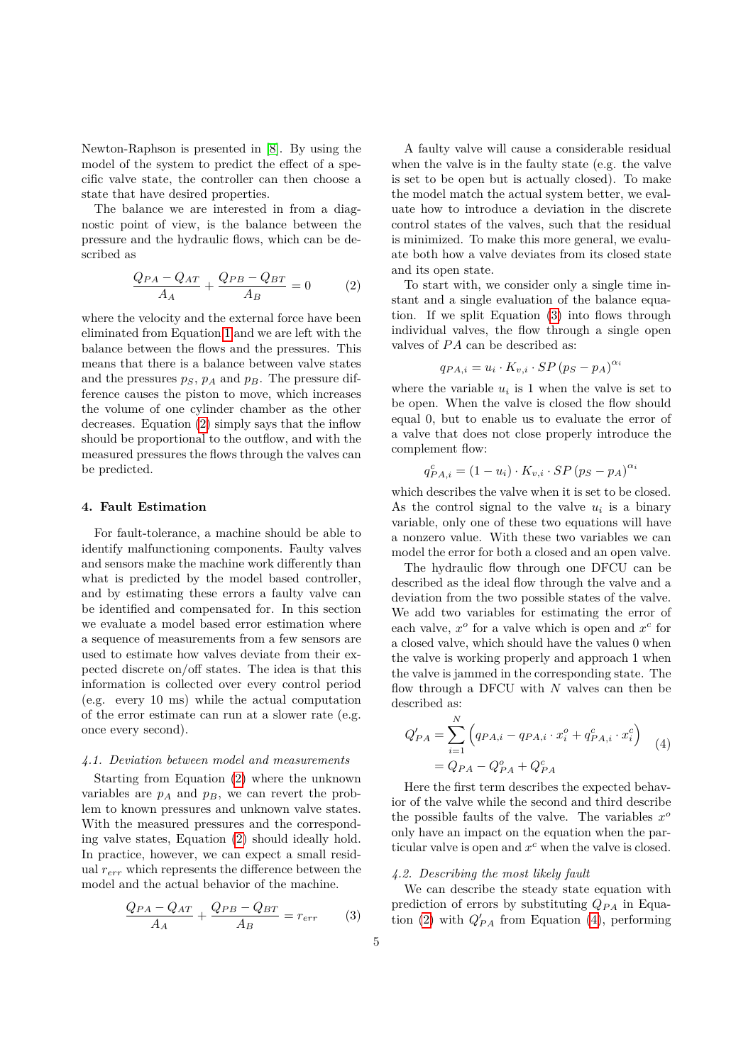Newton-Raphson is presented in [8]. By using the model of the system to predict the effect of a specific valve state, the controller can then choose a state that have desired properties.

The balance we are interested in from a diagnostic point of view, is the balance between the pressure and the hydraulic flows, which can be described as

$$\frac{Q_{PA} - Q_{AT}}{A_A} + \frac{Q_{PB} - Q_{BT}}{A_B} = 0 \qquad (2)$$

where the velocity and the external force have been eliminated from Equation 1 and we are left with the balance between the flows and the pressures. This means that there is a balance between valve states and the pressures $p_S$, $p_A$ and $p_B$. The pressure difference causes the piston to move, which increases the volume of one cylinder chamber as the other decreases. Equation (2) simply says that the inflow should be proportional to the outflow, and with the measured pressures the flows through the valves can be predicted.

## 4. Fault Estimation

For fault-tolerance, a machine should be able to identify malfunctioning components. Faulty valves and sensors make the machine work differently than what is predicted by the model based controller, and by estimating these errors a faulty valve can be identified and compensated for. In this section we evaluate a model based error estimation where a sequence of measurements from a few sensors are used to estimate how valves deviate from their expected discrete on/off states. The idea is that this information is collected over every control period (e.g. every 10 ms) while the actual computation of the error estimate can run at a slower rate (e.g. once every second).

### *4.1. Deviation between model and measurements*

Starting from Equation (2) where the unknown variables are $p_A$ and $p_B$, we can revert the problem to known pressures and unknown valve states. With the measured pressures and the corresponding valve states, Equation (2) should ideally hold. In practice, however, we can expect a small residual $r_{err}$ which represents the difference between the model and the actual behavior of the machine.

$$\frac{Q_{PA} - Q_{AT}}{A_A} + \frac{Q_{PB} - Q_{BT}}{A_B} = r_{err} \qquad (3)$$

A faulty valve will cause a considerable residual when the valve is in the faulty state (e.g. the valve is set to be open but is actually closed). To make the model match the actual system better, we evaluate how to introduce a deviation in the discrete control states of the valves, such that the residual is minimized. To make this more general, we evaluate both how a valve deviates from its closed state and its open state.

To start with, we consider only a single time instant and a single evaluation of the balance equation. If we split Equation (3) into flows through individual valves, the flow through a single open valves of $PA$ can be described as:

$$q_{PA,i} = u_i \cdot K_{v,i} \cdot SP\left(p_S - p_A\right)^{\alpha_i}$$

where the variable $u_i$ is 1 when the valve is set to be open. When the valve is closed the flow should equal 0, but to enable us to evaluate the error of a valve that does not close properly introduce the complement flow:

$$q^c_{PA,i} = (1 - u_i) \cdot K_{v,i} \cdot SP\left(p_S - p_A\right)^{\alpha_i}$$

which describes the valve when it is set to be closed. As the control signal to the valve $u_i$ is a binary variable, only one of these two equations will have a nonzero value. With these two variables we can model the error for both a closed and an open valve.

The hydraulic flow through one DFCU can be described as the ideal flow through the valve and a deviation from the two possible states of the valve. We add two variables for estimating the error of each valve, $x^o$ for a valve which is open and $x^c$ for a closed valve, which should have the values 0 when the valve is working properly and approach 1 when the valve is jammed in the corresponding state. The flow through a DFCU with $N$ valves can then be described as:

$$\begin{aligned} Q'_{PA} &= \sum_{i=1}^{N} \left( q_{PA,i} - q_{PA,i} \cdot x^o_i + q^c_{PA,i} \cdot x^c_i \right) \\ &= Q_{PA} - Q^o_{PA} + Q^c_{PA} \end{aligned} \qquad (4)$$

Here the first term describes the expected behavior of the valve while the second and third describe the possible faults of the valve. The variables $x^o$ only have an impact on the equation when the particular valve is open and $x^c$ when the valve is closed.

### *4.2. Describing the most likely fault*

We can describe the steady state equation with prediction of errors by substituting $Q_{PA}$ in Equation (2) with $Q'_{PA}$ from Equation (4), performing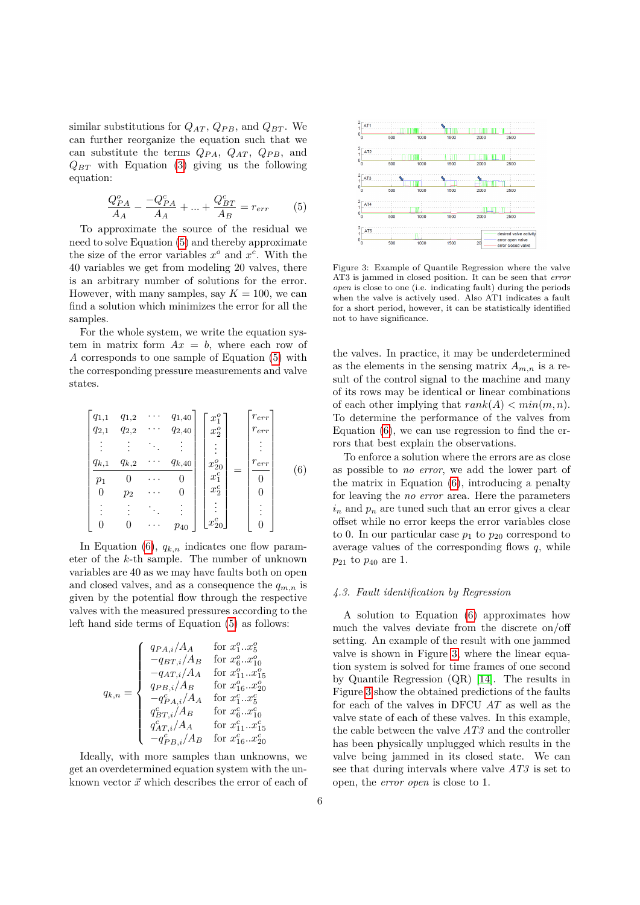similar substitutions for $Q_{AT}$, $Q_{PB}$, and $Q_{BT}$. We can further reorganize the equation such that we can substitute the terms $Q_{PA}$, $Q_{AT}$, $Q_{PB}$, and $Q_{BT}$ with Equation (3) giving us the following equation:

$$\frac{Q^o_{PA}}{A_A} - \frac{-Q^c_{PA}}{A_A} + ... + \frac{Q^c_{BT}}{A_B} = r_{err} \qquad (5)$$

To approximate the source of the residual we need to solve Equation (5) and thereby approximate the size of the error variables $x^o$ and $x^c$. With the 40 variables we get from modeling 20 valves, there is an arbitrary number of solutions for the error. However, with many samples, say $K = 100$, we can find a solution which minimizes the error for all the samples.

For the whole system, we write the equation system in matrix form $Ax = b$, where each row of $A$ corresponds to one sample of Equation (5) with the corresponding pressure measurements and valve states.

$$\left[\begin{array}{cccc} q_{1,1} & q_{1,2} & \cdots & q_{1,40} \\ q_{2,1} & q_{2,2} & \cdots & q_{2,40} \\ \vdots & \vdots & \ddots & \vdots \\ q_{k,1} & q_{k,2} & \cdots & q_{k,40} \\ \hline p_1 & 0 & \cdots & 0 \\ 0 & p_2 & \cdots & 0 \\ \vdots & \vdots & \ddots & \vdots \\ 0 & 0 & \cdots & p_{40} \end{array}\right] \begin{bmatrix} x^o_1 \\ x^o_2 \\ \vdots \\ x^o_{20} \\ x^c_1 \\ x^c_2 \\ \vdots \\ x^c_{20} \end{bmatrix} = \left[\begin{array}{c} r_{err} \\ r_{err} \\ \vdots \\ r_{err} \\ \hline 0 \\ 0 \\ \vdots \\ 0 \end{array}\right] \qquad (6)$$

In Equation (6), $q_{k,n}$ indicates one flow parameter of the $k$-th sample. The number of unknown variables are 40 as we may have faults both on open and closed valves, and as a consequence the $q_{m,n}$ is given by the potential flow through the respective valves with the measured pressures according to the left hand side terms of Equation (5) as follows:

$$q_{k,n} = \begin{cases} q_{PA,i}/A_A & \text{for } x^o_1..x^o_5 \\ -q_{BT,i}/A_B & \text{for } x^o_6..x^o_{10} \\ -q_{AT,i}/A_A & \text{for } x^o_{11}..x^o_{15} \\ q_{PB,i}/A_B & \text{for } x^o_{16}..x^o_{20} \\ -q^c_{PA,i}/A_A & \text{for } x^c_1..x^c_5 \\ q^c_{BT,i}/A_B & \text{for } x^c_6..x^c_{10} \\ q^c_{AT,i}/A_A & \text{for } x^c_{11}..x^c_{15} \\ -q^c_{PB,i}/A_B & \text{for } x^c_{16}..x^c_{20} \end{cases}$$

Ideally, with more samples than unknowns, we get an overdetermined equation system with the unknown vector $\vec{x}$ which describes the error of each of the valves. In practice, it may be underdetermined as the elements in the sensing matrix $A_{m,n}$ is a result of the control signal to the machine and many of its rows may be identical or linear combinations of each other implying that $rank(A) < min(m, n)$. To determine the performance of the valves from Equation (6), we can use regression to find the errors that best explain the observations.

To enforce a solution where the errors are as close as possible to *no error*, we add the lower part of the matrix in Equation (6), introducing a penalty for leaving the *no error* area. Here the parameters $i_n$ and $p_n$ are tuned such that an error gives a clear offset while no error keeps the error variables close to 0. In our particular case $p_1$ to $p_{20}$ correspond to average values of the corresponding flows $q$, while $p_{21}$ to $p_{40}$ are 1.

Figure 3: Example of Quantile Regression where the valve AT3 is jammed in closed position. It can be seen that *error open* is close to one (i.e. indicating fault) during the periods when the valve is actively used. Also AT1 indicates a fault for a short period, however, it can be statistically identified not to have significance.

### 4.3. Fault identification by Regression

A solution to Equation (6) approximates how much the valves deviate from the discrete on/off setting. An example of the result with one jammed valve is shown in Figure 3, where the linear equation system is solved for time frames of one second by Quantile Regression (QR) [14]. The results in Figure 3 show the obtained predictions of the faults for each of the valves in DFCU *AT* as well as the valve state of each of these valves. In this example, the cable between the valve *AT3* and the controller has been physically unplugged which results in the valve being jammed in its closed state. We can see that during intervals where valve *AT3* is set to open, the *error open* is close to 1.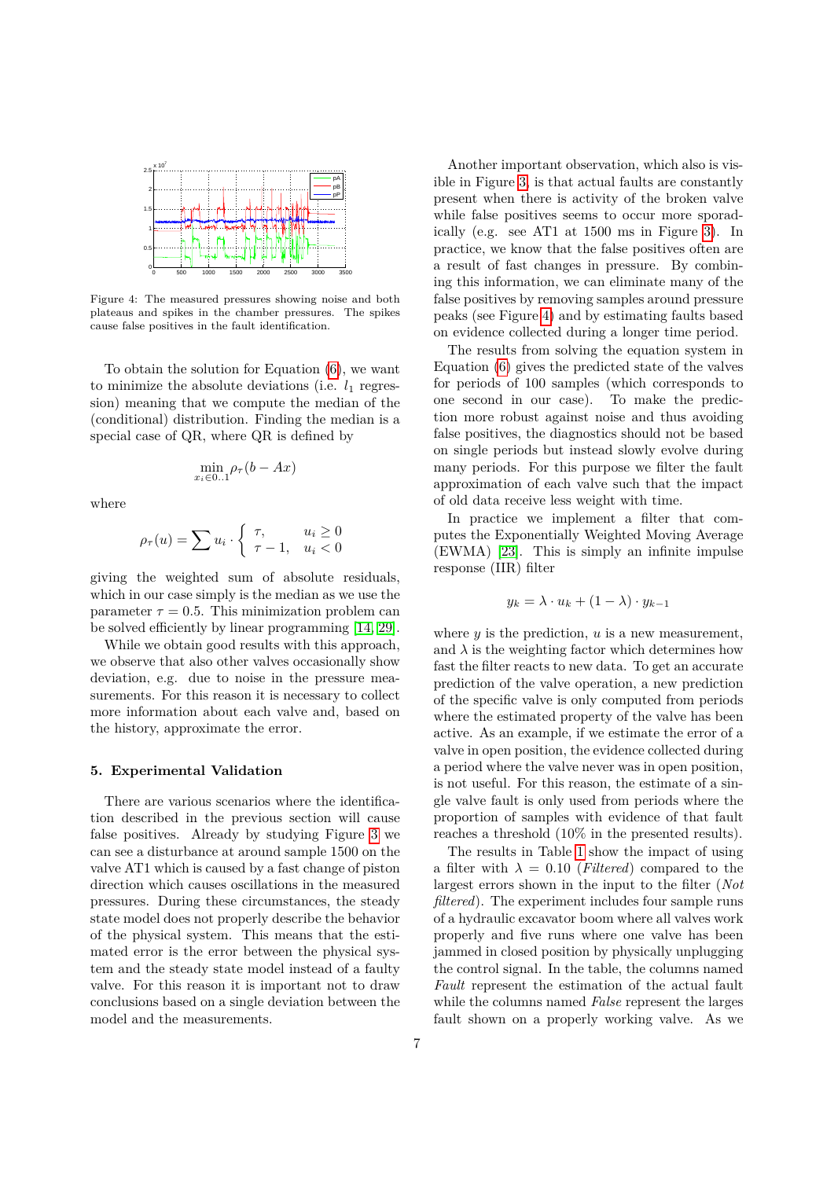Figure 4: The measured pressures showing noise and both plateaus and spikes in the chamber pressures. The spikes cause false positives in the fault identification.

To obtain the solution for Equation (6), we want to minimize the absolute deviations (i.e. $l_1$ regression) meaning that we compute the median of the (conditional) distribution. Finding the median is a special case of QR, where QR is defined by

$$\min_{x_i \in 0..1} \rho_\tau (b - Ax)$$

where

$$\rho_\tau(u) = \sum u_i \cdot \begin{cases} \tau, & u_i \geq 0 \\ \tau - 1, & u_i < 0 \end{cases}$$

giving the weighted sum of absolute residuals, which in our case simply is the median as we use the parameter $\tau = 0.5$. This minimization problem can be solved efficiently by linear programming [14, 29].

While we obtain good results with this approach, we observe that also other valves occasionally show deviation, e.g. due to noise in the pressure measurements. For this reason it is necessary to collect more information about each valve and, based on the history, approximate the error.

## 5. Experimental Validation

There are various scenarios where the identification described in the previous section will cause false positives. Already by studying Figure 3 we can see a disturbance at around sample 1500 on the valve AT1 which is caused by a fast change of piston direction which causes oscillations in the measured pressures. During these circumstances, the steady state model does not properly describe the behavior of the physical system. This means that the estimated error is the error between the physical system and the steady state model instead of a faulty valve. For this reason it is important not to draw conclusions based on a single deviation between the model and the measurements.

Another important observation, which also is visible in Figure 3, is that actual faults are constantly present when there is activity of the broken valve while false positives seems to occur more sporadically (e.g. see AT1 at 1500 ms in Figure 3). In practice, we know that the false positives often are a result of fast changes in pressure. By combining this information, we can eliminate many of the false positives by removing samples around pressure peaks (see Figure 4) and by estimating faults based on evidence collected during a longer time period.

The results from solving the equation system in Equation (6) gives the predicted state of the valves for periods of 100 samples (which corresponds to one second in our case). To make the prediction more robust against noise and thus avoiding false positives, the diagnostics should not be based on single periods but instead slowly evolve during many periods. For this purpose we filter the fault approximation of each valve such that the impact of old data receive less weight with time.

In practice we implement a filter that computes the Exponentially Weighted Moving Average (EWMA) [23]. This is simply an infinite impulse response (IIR) filter

$$y_k = \lambda \cdot u_k + (1 - \lambda) \cdot y_{k-1}$$

where $y$ is the prediction, $u$ is a new measurement, and $\lambda$ is the weighting factor which determines how fast the filter reacts to new data. To get an accurate prediction of the valve operation, a new prediction of the specific valve is only computed from periods where the estimated property of the valve has been active. As an example, if we estimate the error of a valve in open position, the evidence collected during a period where the valve never was in open position, is not useful. For this reason, the estimate of a single valve fault is only used from periods where the proportion of samples with evidence of that fault reaches a threshold (10% in the presented results).

The results in Table 1 show the impact of using a filter with $\lambda = 0.10$ (*Filtered*) compared to the largest errors shown in the input to the filter (*Not filtered*). The experiment includes four sample runs of a hydraulic excavator boom where all valves work properly and five runs where one valve has been jammed in closed position by physically unplugging the control signal. In the table, the columns named *Fault* represent the estimation of the actual fault while the columns named *False* represent the larges fault shown on a properly working valve. As we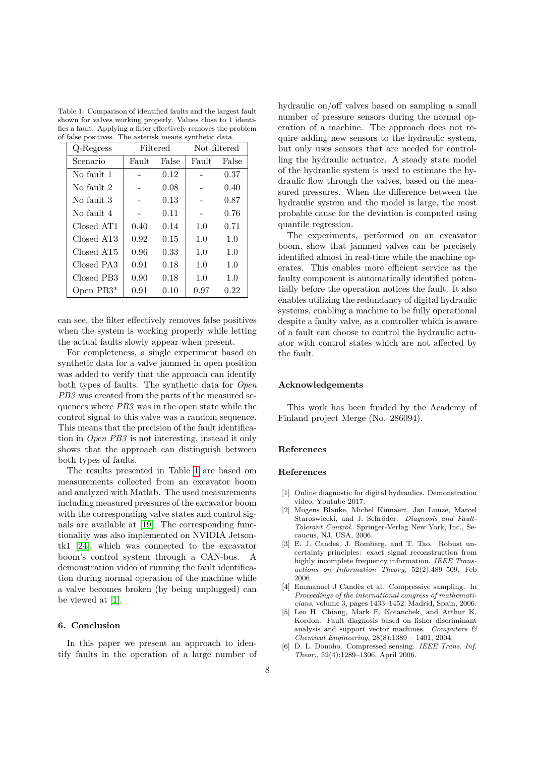Table 1: Comparison of identified faults and the largest fault shown for valves working properly. Values close to 1 identifies a fault. Applying a filter effectively removes the problem of false positives. The asterisk means synthetic data.

| Q-Regress | Filtered | | Not filtered | |
|---|---|---|---|---|
| Scenario | Fault | False | Fault | False |
| No fault 1 | - | 0.12 | - | 0.37 |
| No fault 2 | - | 0.08 | - | 0.40 |
| No fault 3 | - | 0.13 | - | 0.87 |
| No fault 4 | - | 0.11 | - | 0.76 |
| Closed AT1 | 0.40 | 0.14 | 1.0 | 0.71 |
| Closed AT3 | 0.92 | 0.15 | 1.0 | 1.0 |
| Closed AT5 | 0.96 | 0.33 | 1.0 | 1.0 |
| Closed PA3 | 0.91 | 0.18 | 1.0 | 1.0 |
| Closed PB3 | 0.90 | 0.18 | 1.0 | 1.0 |
| Open PB3* | 0.91 | 0.10 | 0.97 | 0.22 |

can see, the filter effectively removes false positives when the system is working properly while letting the actual faults slowly appear when present.

For completeness, a single experiment based on synthetic data for a valve jammed in open position was added to verify that the approach can identify both types of faults. The synthetic data for *Open PB3* was created from the parts of the measured sequences where *PB3* was in the open state while the control signal to this valve was a random sequence. This means that the precision of the fault identification in *Open PB3* is not interesting, instead it only shows that the approach can distinguish between both types of faults.

The results presented in Table 1 are based om measurements collected from an excavator boom and analyzed with Matlab. The used measurements including measured pressures of the excavator boom with the corresponding valve states and control signals are available at [19]. The corresponding functionality was also implemented on NVIDIA Jetson-tk1 [24], which was connected to the excavator boom's control system through a CAN-bus. A demonstration video of running the fault identification during normal operation of the machine while a valve becomes broken (by being unplugged) can be viewed at [1].

## 6. Conclusion

In this paper we present an approach to identify faults in the operation of a large number of hydraulic on/off valves based on sampling a small number of pressure sensors during the normal operation of a machine. The approach does not require adding new sensors to the hydraulic system, but only uses sensors that are needed for controlling the hydraulic actuator. A steady state model of the hydraulic system is used to estimate the hydraulic flow through the valves, based on the measured pressures. When the difference between the hydraulic system and the model is large, the most probable cause for the deviation is computed using quantile regression.

The experiments, performed on an excavator boom, show that jammed valves can be precisely identified almost in real-time while the machine operates. This enables more efficient service as the faulty component is automatically identified potentially before the operation notices the fault. It also enables utilizing the redundancy of digital hydraulic systems, enabling a machine to be fully operational despite a faulty valve, as a controller which is aware of a fault can choose to control the hydraulic actuator with control states which are not affected by the fault.

## Acknowledgements

This work has been funded by the Academy of Finland project Merge (No. 286094).

## References

## References

[1] Online diagnostic for digital hydraulics. Demonstration video, Youtube 2017.

[2] Mogens Blanke, Michel Kinnaert, Jan Lunze, Marcel Staroswiecki, and J. Schröder. *Diagnosis and Fault-Tolerant Control*. Springer-Verlag New York, Inc., Secaucus, NJ, USA, 2006.

[3] E. J. Candes, J. Romberg, and T. Tao. Robust uncertainty principles: exact signal reconstruction from highly incomplete frequency information. *IEEE Transactions on Information Theory*, 52(2):489–509, Feb 2006.

[4] Emmanuel J Candès et al. Compressive sampling. In *Proceedings of the international congress of mathematicians*, volume 3, pages 1433–1452. Madrid, Spain, 2006.

[5] Leo H. Chiang, Mark E. Kotanchek, and Arthur K. Kordon. Fault diagnosis based on fisher discriminant analysis and support vector machines. *Computers & Chemical Engineering*, 28(8):1389 – 1401, 2004.

[6] D. L. Donoho. Compressed sensing. *IEEE Trans. Inf. Theor.*, 52(4):1289–1306, April 2006.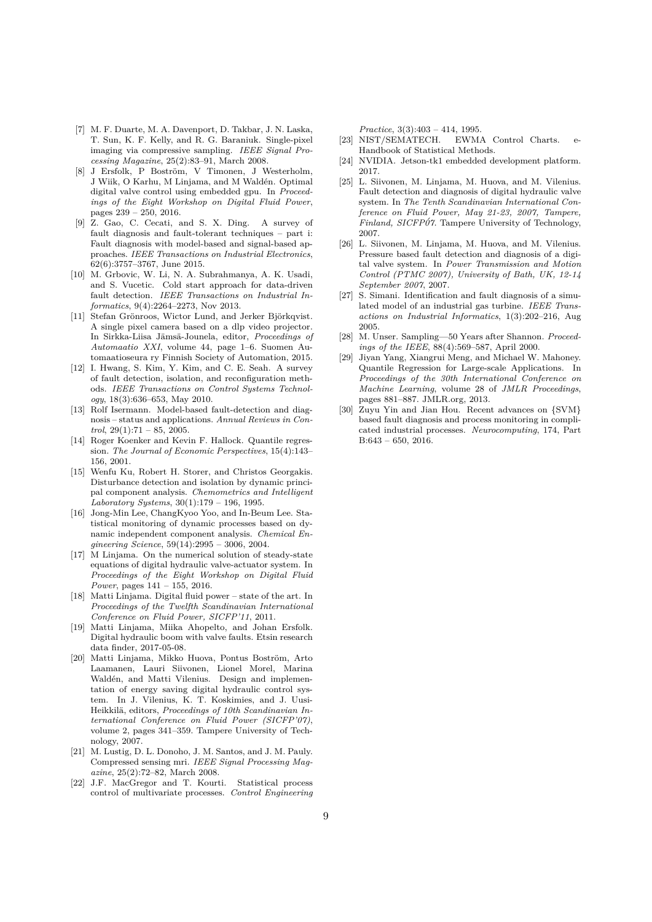[7] M. F. Duarte, M. A. Davenport, D. Takbar, J. N. Laska, T. Sun, K. F. Kelly, and R. G. Baraniuk. Single-pixel imaging via compressive sampling. *IEEE Signal Processing Magazine*, 25(2):83–91, March 2008.

[8] J Ersfolk, P Boström, V Timonen, J Westerholm, J Wiik, O Karhu, M Linjama, and M Waldén. Optimal digital valve control using embedded gpu. In *Proceedings of the Eight Workshop on Digital Fluid Power*, pages 239 – 250, 2016.

[9] Z. Gao, C. Cecati, and S. X. Ding. A survey of fault diagnosis and fault-tolerant techniques – part i: Fault diagnosis with model-based and signal-based approaches. *IEEE Transactions on Industrial Electronics*, 62(6):3757–3767, June 2015.

[10] M. Grbovic, W. Li, N. A. Subrahmanya, A. K. Usadi, and S. Vucetic. Cold start approach for data-driven fault detection. *IEEE Transactions on Industrial Informatics*, 9(4):2264–2273, Nov 2013.

[11] Stefan Grönroos, Wictor Lund, and Jerker Björkqvist. A single pixel camera based on a dlp video projector. In Sirkka-Liisa Jämsä-Jounela, editor, *Proceedings of Automaatio XXI*, volume 44, page 1–6. Suomen Automaatioseura ry Finnish Society of Automation, 2015.

[12] I. Hwang, S. Kim, Y. Kim, and C. E. Seah. A survey of fault detection, isolation, and reconfiguration methods. *IEEE Transactions on Control Systems Technology*, 18(3):636–653, May 2010.

[13] Rolf Isermann. Model-based fault-detection and diagnosis – status and applications. *Annual Reviews in Control*, 29(1):71 – 85, 2005.

[14] Roger Koenker and Kevin F. Hallock. Quantile regression. *The Journal of Economic Perspectives*, 15(4):143–156, 2001.

[15] Wenfu Ku, Robert H. Storer, and Christos Georgakis. Disturbance detection and isolation by dynamic principal component analysis. *Chemometrics and Intelligent Laboratory Systems*, 30(1):179 – 196, 1995.

[16] Jong-Min Lee, ChangKyoo Yoo, and In-Beum Lee. Statistical monitoring of dynamic processes based on dynamic independent component analysis. *Chemical Engineering Science*, 59(14):2995 – 3006, 2004.

[17] M Linjama. On the numerical solution of steady-state equations of digital hydraulic valve-actuator system. In *Proceedings of the Eight Workshop on Digital Fluid Power*, pages 141 – 155, 2016.

[18] Matti Linjama. Digital fluid power – state of the art. In *Proceedings of the Twelfth Scandinavian International Conference on Fluid Power, SICFP'11*, 2011.

[19] Matti Linjama, Miika Ahopelto, and Johan Ersfolk. Digital hydraulic boom with valve faults. Etsin research data finder, 2017-05-08.

[20] Matti Linjama, Mikko Huova, Pontus Boström, Arto Laamanen, Lauri Siivonen, Lionel Morel, Marina Waldén, and Matti Vilenius. Design and implementation of energy saving digital hydraulic control system. In J. Vilenius, K. T. Koskimies, and J. Uusi-Heikkilä, editors, *Proceedings of 10th Scandinavian International Conference on Fluid Power (SICFP'07)*, volume 2, pages 341–359. Tampere University of Technology, 2007.

[21] M. Lustig, D. L. Donoho, J. M. Santos, and J. M. Pauly. Compressed sensing mri. *IEEE Signal Processing Magazine*, 25(2):72–82, March 2008.

[22] J.F. MacGregor and T. Kourti. Statistical process control of multivariate processes. *Control Engineering Practice*, 3(3):403 – 414, 1995.

[23] NIST/SEMATECH. EWMA Control Charts. e-Handbook of Statistical Methods.

[24] NVIDIA. Jetson-tk1 embedded development platform. 2017.

[25] L. Siivonen, M. Linjama, M. Huova, and M. Vilenius. Fault detection and diagnosis of digital hydraulic valve system. In *The Tenth Scandinavian International Conference on Fluid Power, May 21-23, 2007, Tampere, Finland, SICFP0́7*. Tampere University of Technology, 2007.

[26] L. Siivonen, M. Linjama, M. Huova, and M. Vilenius. Pressure based fault detection and diagnosis of a digital valve system. In *Power Transmission and Motion Control (PTMC 2007), University of Bath, UK, 12-14 September 2007*, 2007.

[27] S. Simani. Identification and fault diagnosis of a simulated model of an industrial gas turbine. *IEEE Transactions on Industrial Informatics*, 1(3):202–216, Aug 2005.

[28] M. Unser. Sampling—50 Years after Shannon. *Proceedings of the IEEE*, 88(4):569–587, April 2000.

[29] Jiyan Yang, Xiangrui Meng, and Michael W. Mahoney. Quantile Regression for Large-scale Applications. In *Proceedings of the 30th International Conference on Machine Learning*, volume 28 of *JMLR Proceedings*, pages 881–887. JMLR.org, 2013.

[30] Zuyu Yin and Jian Hou. Recent advances on {SVM} based fault diagnosis and process monitoring in complicated industrial processes. *Neurocomputing*, 174, Part B:643 – 650, 2016.